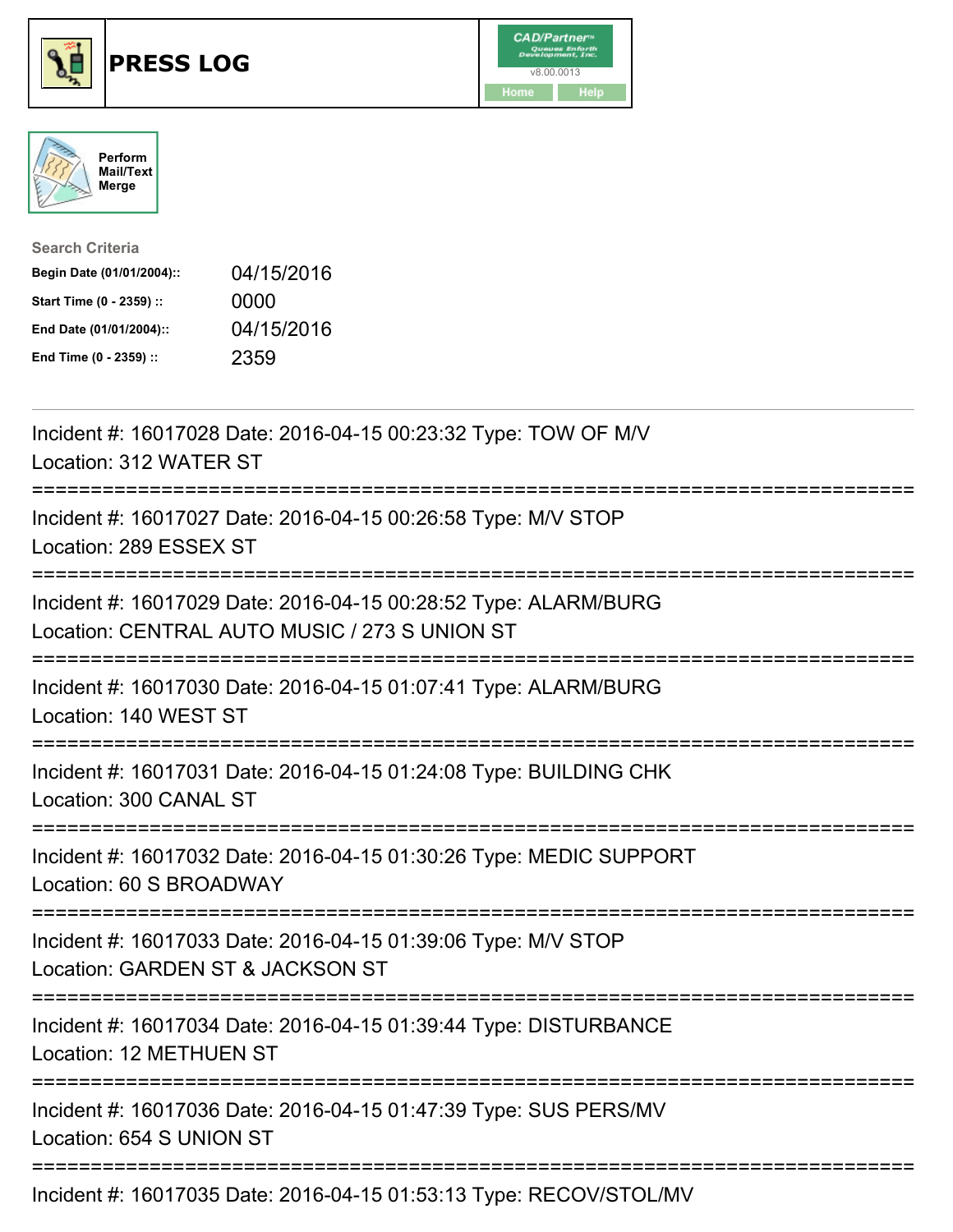# PRESS LOG

CAD/Partner
v8.00.0013
Home Help

Perform Mail/Text Merge

**Search Criteria**

| | |
|---|---|
| **Begin Date (01/01/2004)::** | 04/15/2016 |
| **Start Time (0 - 2359) ::** | 0000 |
| **End Date (01/01/2004)::** | 04/15/2016 |
| **End Time (0 - 2359) ::** | 2359 |

Incident #: 16017028 Date: 2016-04-15 00:23:32 Type: TOW OF M/V
Location: 312 WATER ST

===========================================================================

Incident #: 16017027 Date: 2016-04-15 00:26:58 Type: M/V STOP
Location: 289 ESSEX ST

===========================================================================

Incident #: 16017029 Date: 2016-04-15 00:28:52 Type: ALARM/BURG
Location: CENTRAL AUTO MUSIC / 273 S UNION ST

===========================================================================

Incident #: 16017030 Date: 2016-04-15 01:07:41 Type: ALARM/BURG
Location: 140 WEST ST

===========================================================================

Incident #: 16017031 Date: 2016-04-15 01:24:08 Type: BUILDING CHK
Location: 300 CANAL ST

===========================================================================

Incident #: 16017032 Date: 2016-04-15 01:30:26 Type: MEDIC SUPPORT
Location: 60 S BROADWAY

===========================================================================

Incident #: 16017033 Date: 2016-04-15 01:39:06 Type: M/V STOP
Location: GARDEN ST & JACKSON ST

===========================================================================

Incident #: 16017034 Date: 2016-04-15 01:39:44 Type: DISTURBANCE
Location: 12 METHUEN ST

===========================================================================

Incident #: 16017036 Date: 2016-04-15 01:47:39 Type: SUS PERS/MV
Location: 654 S UNION ST

===========================================================================

Incident #: 16017035 Date: 2016-04-15 01:53:13 Type: RECOV/STOL/MV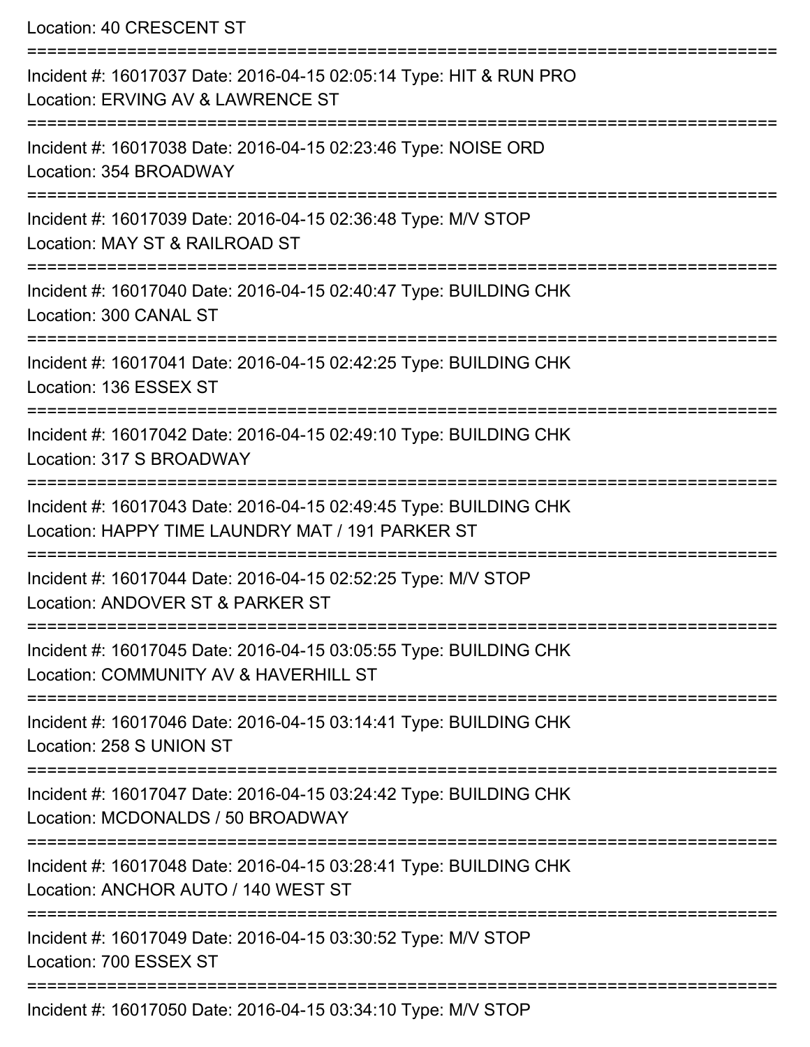Location: 40 CRESCENT ST

===========================================================================

Incident #: 16017037 Date: 2016-04-15 02:05:14 Type: HIT & RUN PRO
Location: ERVING AV & LAWRENCE ST

===========================================================================

Incident #: 16017038 Date: 2016-04-15 02:23:46 Type: NOISE ORD
Location: 354 BROADWAY

===========================================================================

Incident #: 16017039 Date: 2016-04-15 02:36:48 Type: M/V STOP
Location: MAY ST & RAILROAD ST

===========================================================================

Incident #: 16017040 Date: 2016-04-15 02:40:47 Type: BUILDING CHK
Location: 300 CANAL ST

===========================================================================

Incident #: 16017041 Date: 2016-04-15 02:42:25 Type: BUILDING CHK
Location: 136 ESSEX ST

===========================================================================

Incident #: 16017042 Date: 2016-04-15 02:49:10 Type: BUILDING CHK
Location: 317 S BROADWAY

===========================================================================

Incident #: 16017043 Date: 2016-04-15 02:49:45 Type: BUILDING CHK
Location: HAPPY TIME LAUNDRY MAT / 191 PARKER ST

===========================================================================

Incident #: 16017044 Date: 2016-04-15 02:52:25 Type: M/V STOP
Location: ANDOVER ST & PARKER ST

===========================================================================

Incident #: 16017045 Date: 2016-04-15 03:05:55 Type: BUILDING CHK
Location: COMMUNITY AV & HAVERHILL ST

===========================================================================

Incident #: 16017046 Date: 2016-04-15 03:14:41 Type: BUILDING CHK
Location: 258 S UNION ST

===========================================================================

Incident #: 16017047 Date: 2016-04-15 03:24:42 Type: BUILDING CHK
Location: MCDONALDS / 50 BROADWAY

===========================================================================

Incident #: 16017048 Date: 2016-04-15 03:28:41 Type: BUILDING CHK
Location: ANCHOR AUTO / 140 WEST ST

===========================================================================

Incident #: 16017049 Date: 2016-04-15 03:30:52 Type: M/V STOP
Location: 700 ESSEX ST

===========================================================================

Incident #: 16017050 Date: 2016-04-15 03:34:10 Type: M/V STOP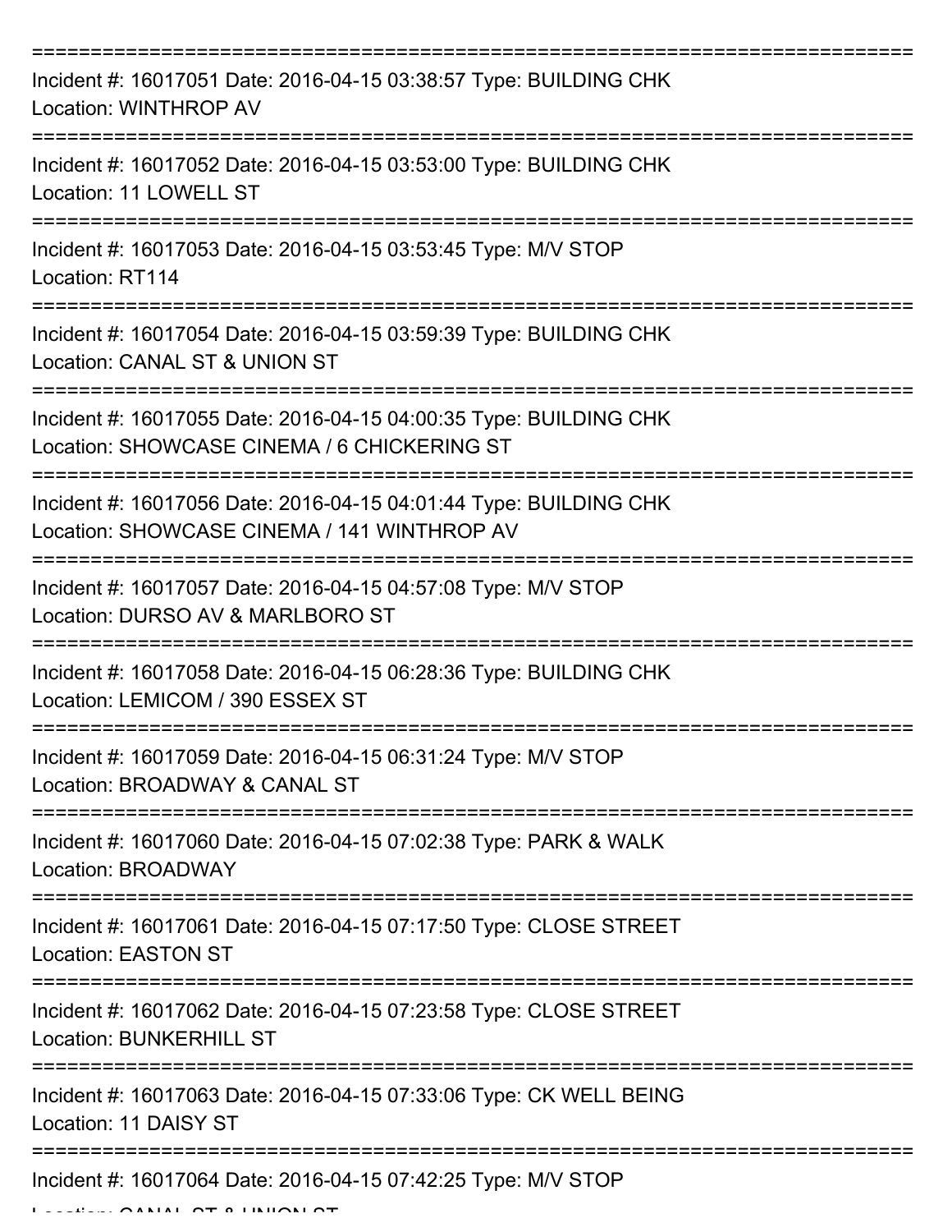===========================================================================

Incident #: 16017051 Date: 2016-04-15 03:38:57 Type: BUILDING CHK
Location: WINTHROP AV

===========================================================================

Incident #: 16017052 Date: 2016-04-15 03:53:00 Type: BUILDING CHK
Location: 11 LOWELL ST

===========================================================================

Incident #: 16017053 Date: 2016-04-15 03:53:45 Type: M/V STOP
Location: RT114

===========================================================================

Incident #: 16017054 Date: 2016-04-15 03:59:39 Type: BUILDING CHK
Location: CANAL ST & UNION ST

===========================================================================

Incident #: 16017055 Date: 2016-04-15 04:00:35 Type: BUILDING CHK
Location: SHOWCASE CINEMA / 6 CHICKERING ST

===========================================================================

Incident #: 16017056 Date: 2016-04-15 04:01:44 Type: BUILDING CHK
Location: SHOWCASE CINEMA / 141 WINTHROP AV

===========================================================================

Incident #: 16017057 Date: 2016-04-15 04:57:08 Type: M/V STOP
Location: DURSO AV & MARLBORO ST

===========================================================================

Incident #: 16017058 Date: 2016-04-15 06:28:36 Type: BUILDING CHK
Location: LEMICOM / 390 ESSEX ST

===========================================================================

Incident #: 16017059 Date: 2016-04-15 06:31:24 Type: M/V STOP
Location: BROADWAY & CANAL ST

===========================================================================

Incident #: 16017060 Date: 2016-04-15 07:02:38 Type: PARK & WALK
Location: BROADWAY

===========================================================================

Incident #: 16017061 Date: 2016-04-15 07:17:50 Type: CLOSE STREET
Location: EASTON ST

===========================================================================

Incident #: 16017062 Date: 2016-04-15 07:23:58 Type: CLOSE STREET
Location: BUNKERHILL ST

===========================================================================

Incident #: 16017063 Date: 2016-04-15 07:33:06 Type: CK WELL BEING
Location: 11 DAISY ST

===========================================================================

Incident #: 16017064 Date: 2016-04-15 07:42:25 Type: M/V STOP
Location: CANAL ST & UNION ST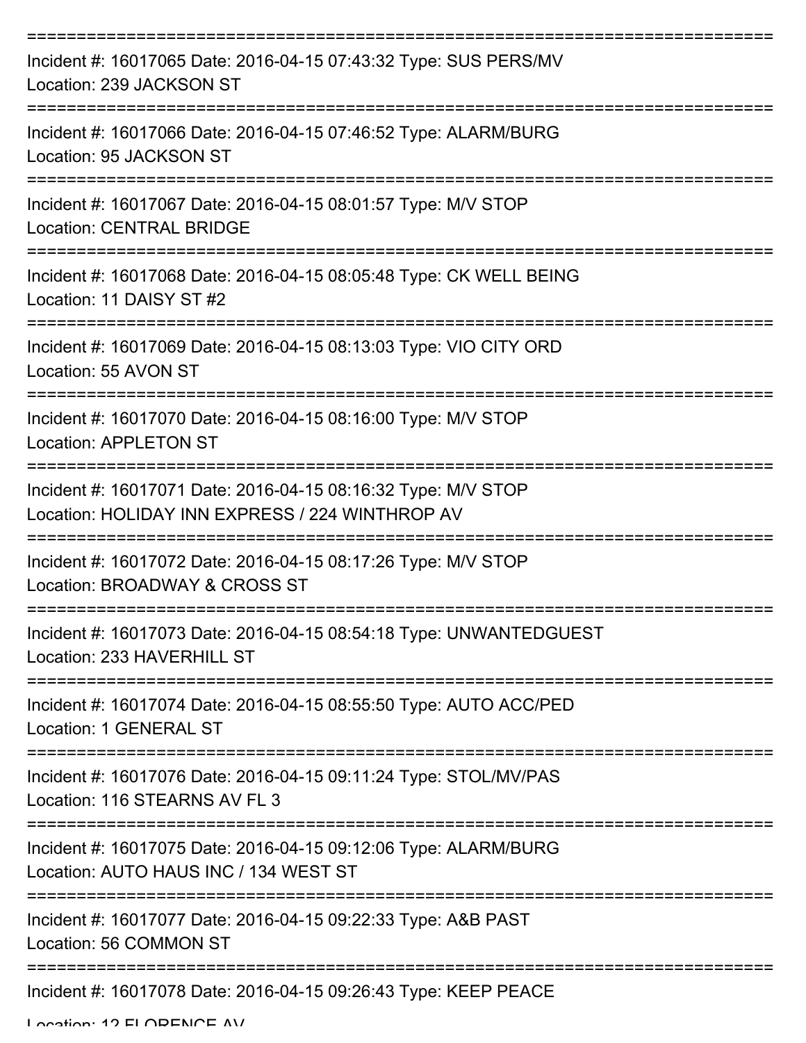===========================================================================

Incident #: 16017065 Date: 2016-04-15 07:43:32 Type: SUS PERS/MV
Location: 239 JACKSON ST

===========================================================================

Incident #: 16017066 Date: 2016-04-15 07:46:52 Type: ALARM/BURG
Location: 95 JACKSON ST

===========================================================================

Incident #: 16017067 Date: 2016-04-15 08:01:57 Type: M/V STOP
Location: CENTRAL BRIDGE

===========================================================================

Incident #: 16017068 Date: 2016-04-15 08:05:48 Type: CK WELL BEING
Location: 11 DAISY ST #2

===========================================================================

Incident #: 16017069 Date: 2016-04-15 08:13:03 Type: VIO CITY ORD
Location: 55 AVON ST

===========================================================================

Incident #: 16017070 Date: 2016-04-15 08:16:00 Type: M/V STOP
Location: APPLETON ST

===========================================================================

Incident #: 16017071 Date: 2016-04-15 08:16:32 Type: M/V STOP
Location: HOLIDAY INN EXPRESS / 224 WINTHROP AV

===========================================================================

Incident #: 16017072 Date: 2016-04-15 08:17:26 Type: M/V STOP
Location: BROADWAY & CROSS ST

===========================================================================

Incident #: 16017073 Date: 2016-04-15 08:54:18 Type: UNWANTEDGUEST
Location: 233 HAVERHILL ST

===========================================================================

Incident #: 16017074 Date: 2016-04-15 08:55:50 Type: AUTO ACC/PED
Location: 1 GENERAL ST

===========================================================================

Incident #: 16017076 Date: 2016-04-15 09:11:24 Type: STOL/MV/PAS
Location: 116 STEARNS AV FL 3

===========================================================================

Incident #: 16017075 Date: 2016-04-15 09:12:06 Type: ALARM/BURG
Location: AUTO HAUS INC / 134 WEST ST

===========================================================================

Incident #: 16017077 Date: 2016-04-15 09:22:33 Type: A&B PAST
Location: 56 COMMON ST

===========================================================================

Incident #: 16017078 Date: 2016-04-15 09:26:43 Type: KEEP PEACE
Location: 12 FLORENCE AV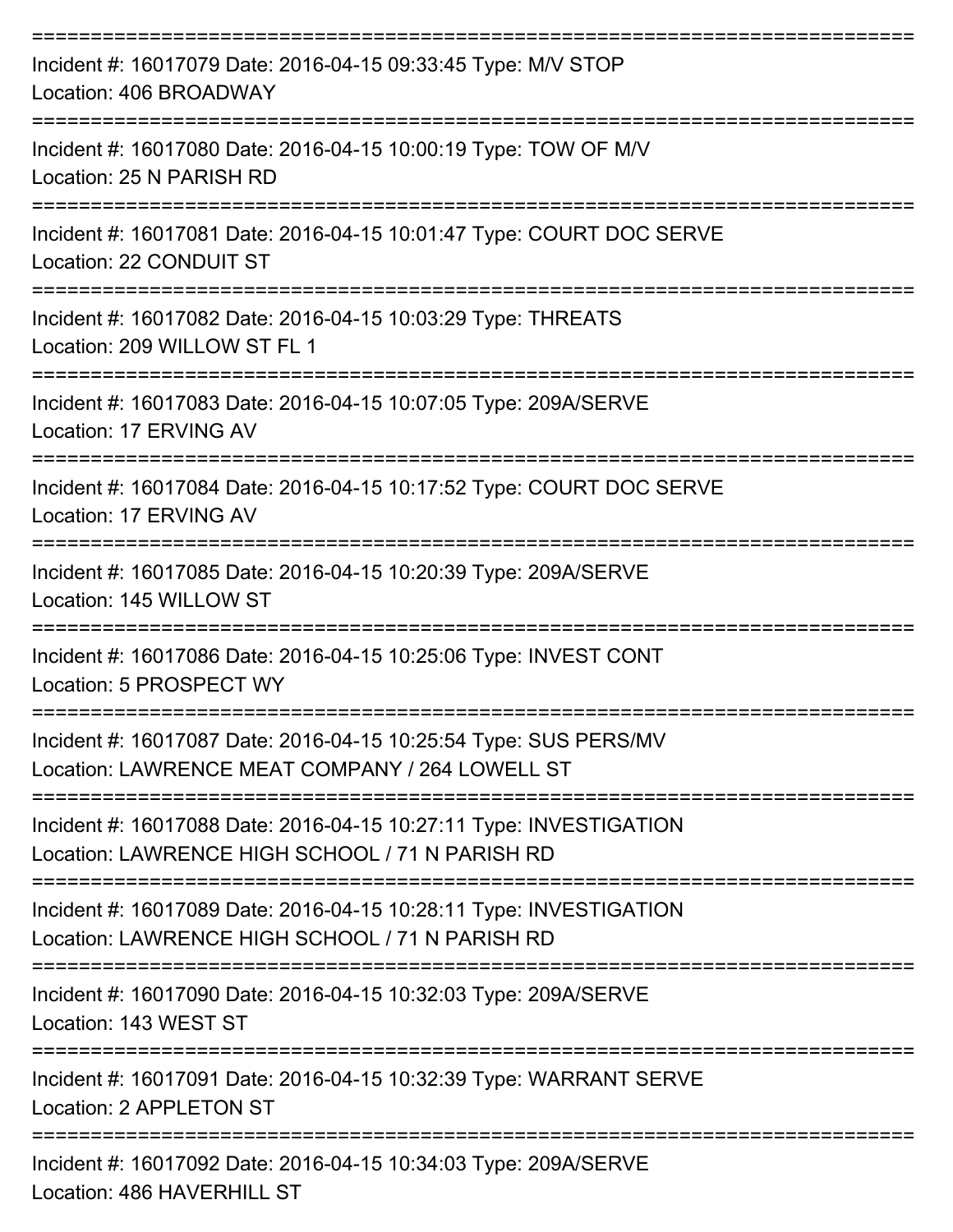===========================================================================

Incident #: 16017079 Date: 2016-04-15 09:33:45 Type: M/V STOP
Location: 406 BROADWAY

===========================================================================

Incident #: 16017080 Date: 2016-04-15 10:00:19 Type: TOW OF M/V
Location: 25 N PARISH RD

===========================================================================

Incident #: 16017081 Date: 2016-04-15 10:01:47 Type: COURT DOC SERVE
Location: 22 CONDUIT ST

===========================================================================

Incident #: 16017082 Date: 2016-04-15 10:03:29 Type: THREATS
Location: 209 WILLOW ST FL 1

===========================================================================

Incident #: 16017083 Date: 2016-04-15 10:07:05 Type: 209A/SERVE
Location: 17 ERVING AV

===========================================================================

Incident #: 16017084 Date: 2016-04-15 10:17:52 Type: COURT DOC SERVE
Location: 17 ERVING AV

===========================================================================

Incident #: 16017085 Date: 2016-04-15 10:20:39 Type: 209A/SERVE
Location: 145 WILLOW ST

===========================================================================

Incident #: 16017086 Date: 2016-04-15 10:25:06 Type: INVEST CONT
Location: 5 PROSPECT WY

===========================================================================

Incident #: 16017087 Date: 2016-04-15 10:25:54 Type: SUS PERS/MV
Location: LAWRENCE MEAT COMPANY / 264 LOWELL ST

===========================================================================

Incident #: 16017088 Date: 2016-04-15 10:27:11 Type: INVESTIGATION
Location: LAWRENCE HIGH SCHOOL / 71 N PARISH RD

===========================================================================

Incident #: 16017089 Date: 2016-04-15 10:28:11 Type: INVESTIGATION
Location: LAWRENCE HIGH SCHOOL / 71 N PARISH RD

===========================================================================

Incident #: 16017090 Date: 2016-04-15 10:32:03 Type: 209A/SERVE
Location: 143 WEST ST

===========================================================================

Incident #: 16017091 Date: 2016-04-15 10:32:39 Type: WARRANT SERVE
Location: 2 APPLETON ST

===========================================================================

Incident #: 16017092 Date: 2016-04-15 10:34:03 Type: 209A/SERVE
Location: 486 HAVERHILL ST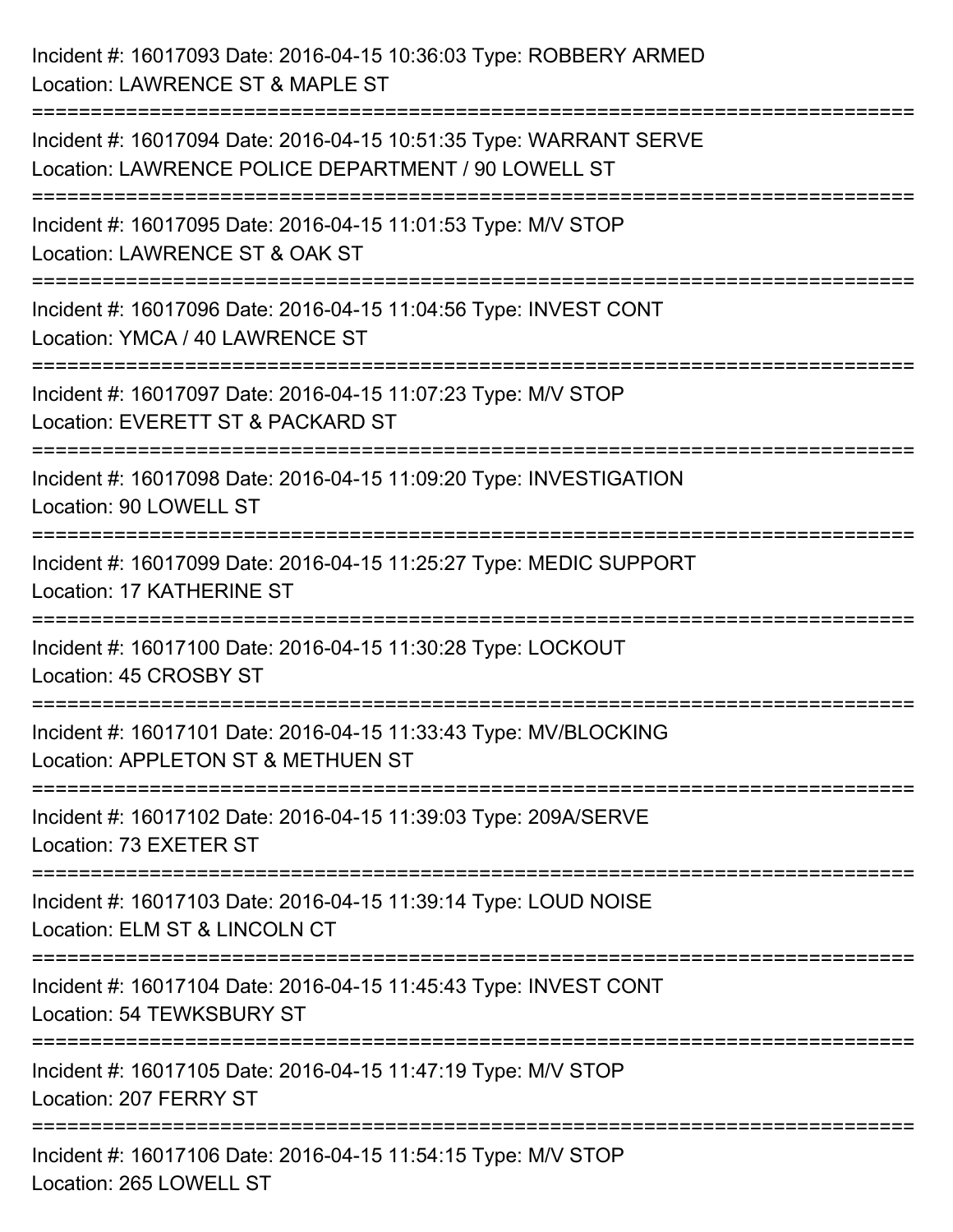Incident #: 16017093 Date: 2016-04-15 10:36:03 Type: ROBBERY ARMED
Location: LAWRENCE ST & MAPLE ST

===========================================================================

Incident #: 16017094 Date: 2016-04-15 10:51:35 Type: WARRANT SERVE
Location: LAWRENCE POLICE DEPARTMENT / 90 LOWELL ST

===========================================================================

Incident #: 16017095 Date: 2016-04-15 11:01:53 Type: M/V STOP
Location: LAWRENCE ST & OAK ST

===========================================================================

Incident #: 16017096 Date: 2016-04-15 11:04:56 Type: INVEST CONT
Location: YMCA / 40 LAWRENCE ST

===========================================================================

Incident #: 16017097 Date: 2016-04-15 11:07:23 Type: M/V STOP
Location: EVERETT ST & PACKARD ST

===========================================================================

Incident #: 16017098 Date: 2016-04-15 11:09:20 Type: INVESTIGATION
Location: 90 LOWELL ST

===========================================================================

Incident #: 16017099 Date: 2016-04-15 11:25:27 Type: MEDIC SUPPORT
Location: 17 KATHERINE ST

===========================================================================

Incident #: 16017100 Date: 2016-04-15 11:30:28 Type: LOCKOUT
Location: 45 CROSBY ST

===========================================================================

Incident #: 16017101 Date: 2016-04-15 11:33:43 Type: MV/BLOCKING
Location: APPLETON ST & METHUEN ST

===========================================================================

Incident #: 16017102 Date: 2016-04-15 11:39:03 Type: 209A/SERVE
Location: 73 EXETER ST

===========================================================================

Incident #: 16017103 Date: 2016-04-15 11:39:14 Type: LOUD NOISE
Location: ELM ST & LINCOLN CT

===========================================================================

Incident #: 16017104 Date: 2016-04-15 11:45:43 Type: INVEST CONT
Location: 54 TEWKSBURY ST

===========================================================================

Incident #: 16017105 Date: 2016-04-15 11:47:19 Type: M/V STOP
Location: 207 FERRY ST

===========================================================================

Incident #: 16017106 Date: 2016-04-15 11:54:15 Type: M/V STOP
Location: 265 LOWELL ST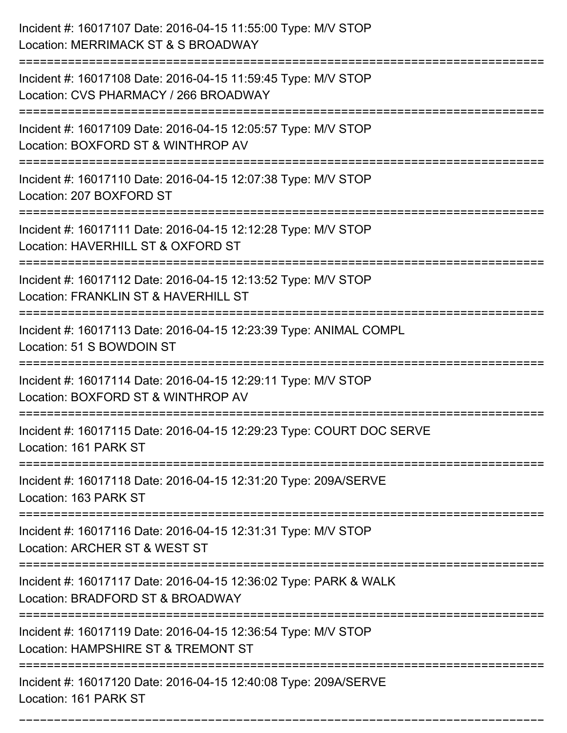Incident #: 16017107 Date: 2016-04-15 11:55:00 Type: M/V STOP
Location: MERRIMACK ST & S BROADWAY

===========================================================================

Incident #: 16017108 Date: 2016-04-15 11:59:45 Type: M/V STOP
Location: CVS PHARMACY / 266 BROADWAY

===========================================================================

Incident #: 16017109 Date: 2016-04-15 12:05:57 Type: M/V STOP
Location: BOXFORD ST & WINTHROP AV

===========================================================================

Incident #: 16017110 Date: 2016-04-15 12:07:38 Type: M/V STOP
Location: 207 BOXFORD ST

===========================================================================

Incident #: 16017111 Date: 2016-04-15 12:12:28 Type: M/V STOP
Location: HAVERHILL ST & OXFORD ST

===========================================================================

Incident #: 16017112 Date: 2016-04-15 12:13:52 Type: M/V STOP
Location: FRANKLIN ST & HAVERHILL ST

===========================================================================

Incident #: 16017113 Date: 2016-04-15 12:23:39 Type: ANIMAL COMPL
Location: 51 S BOWDOIN ST

===========================================================================

Incident #: 16017114 Date: 2016-04-15 12:29:11 Type: M/V STOP
Location: BOXFORD ST & WINTHROP AV

===========================================================================

Incident #: 16017115 Date: 2016-04-15 12:29:23 Type: COURT DOC SERVE
Location: 161 PARK ST

===========================================================================

Incident #: 16017118 Date: 2016-04-15 12:31:20 Type: 209A/SERVE
Location: 163 PARK ST

===========================================================================

Incident #: 16017116 Date: 2016-04-15 12:31:31 Type: M/V STOP
Location: ARCHER ST & WEST ST

===========================================================================

Incident #: 16017117 Date: 2016-04-15 12:36:02 Type: PARK & WALK
Location: BRADFORD ST & BROADWAY

===========================================================================

Incident #: 16017119 Date: 2016-04-15 12:36:54 Type: M/V STOP
Location: HAMPSHIRE ST & TREMONT ST

===========================================================================

Incident #: 16017120 Date: 2016-04-15 12:40:08 Type: 209A/SERVE
Location: 161 PARK ST

===========================================================================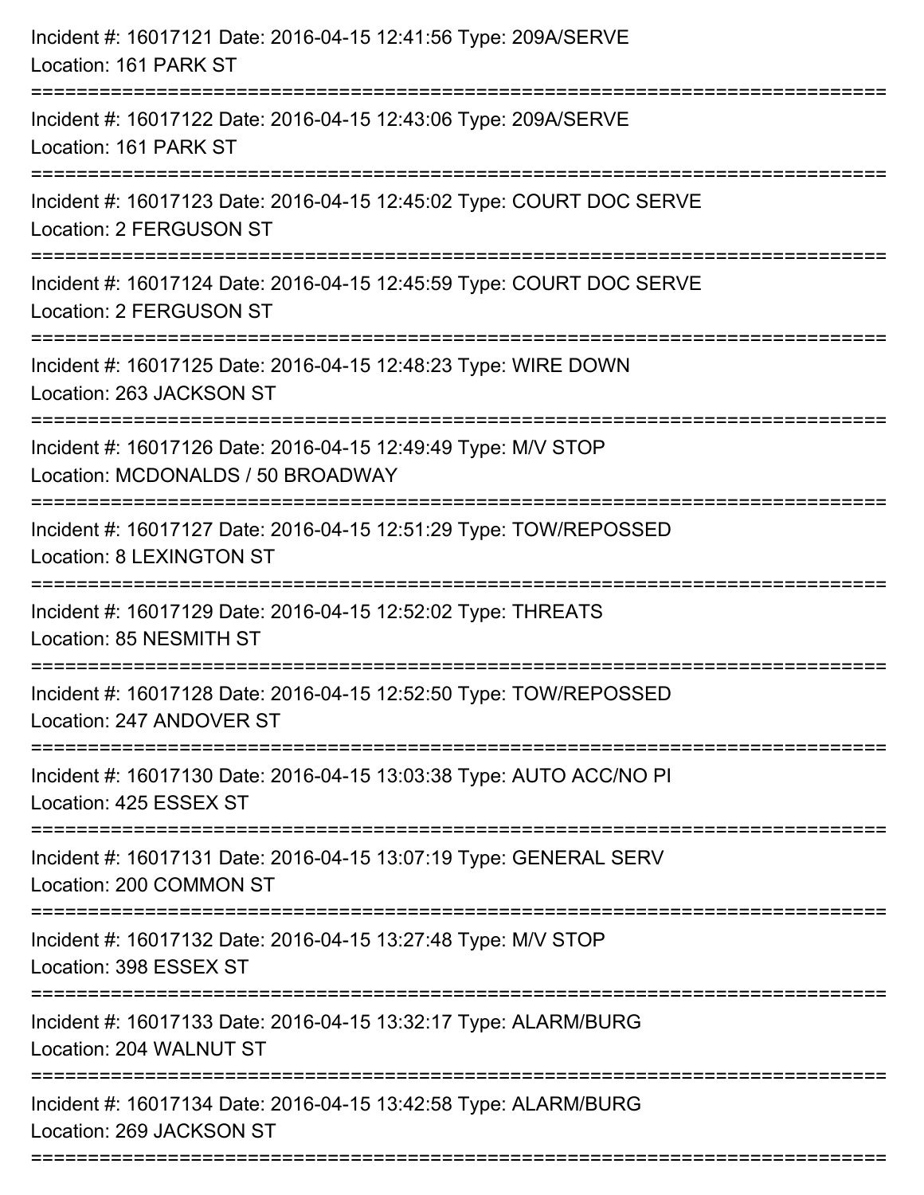Incident #: 16017121 Date: 2016-04-15 12:41:56 Type: 209A/SERVE
Location: 161 PARK ST

===========================================================================

Incident #: 16017122 Date: 2016-04-15 12:43:06 Type: 209A/SERVE
Location: 161 PARK ST

===========================================================================

Incident #: 16017123 Date: 2016-04-15 12:45:02 Type: COURT DOC SERVE
Location: 2 FERGUSON ST

===========================================================================

Incident #: 16017124 Date: 2016-04-15 12:45:59 Type: COURT DOC SERVE
Location: 2 FERGUSON ST

===========================================================================

Incident #: 16017125 Date: 2016-04-15 12:48:23 Type: WIRE DOWN
Location: 263 JACKSON ST

===========================================================================

Incident #: 16017126 Date: 2016-04-15 12:49:49 Type: M/V STOP
Location: MCDONALDS / 50 BROADWAY

===========================================================================

Incident #: 16017127 Date: 2016-04-15 12:51:29 Type: TOW/REPOSSED
Location: 8 LEXINGTON ST

===========================================================================

Incident #: 16017129 Date: 2016-04-15 12:52:02 Type: THREATS
Location: 85 NESMITH ST

===========================================================================

Incident #: 16017128 Date: 2016-04-15 12:52:50 Type: TOW/REPOSSED
Location: 247 ANDOVER ST

===========================================================================

Incident #: 16017130 Date: 2016-04-15 13:03:38 Type: AUTO ACC/NO PI
Location: 425 ESSEX ST

===========================================================================

Incident #: 16017131 Date: 2016-04-15 13:07:19 Type: GENERAL SERV
Location: 200 COMMON ST

===========================================================================

Incident #: 16017132 Date: 2016-04-15 13:27:48 Type: M/V STOP
Location: 398 ESSEX ST

===========================================================================

Incident #: 16017133 Date: 2016-04-15 13:32:17 Type: ALARM/BURG
Location: 204 WALNUT ST

===========================================================================

Incident #: 16017134 Date: 2016-04-15 13:42:58 Type: ALARM/BURG
Location: 269 JACKSON ST

===========================================================================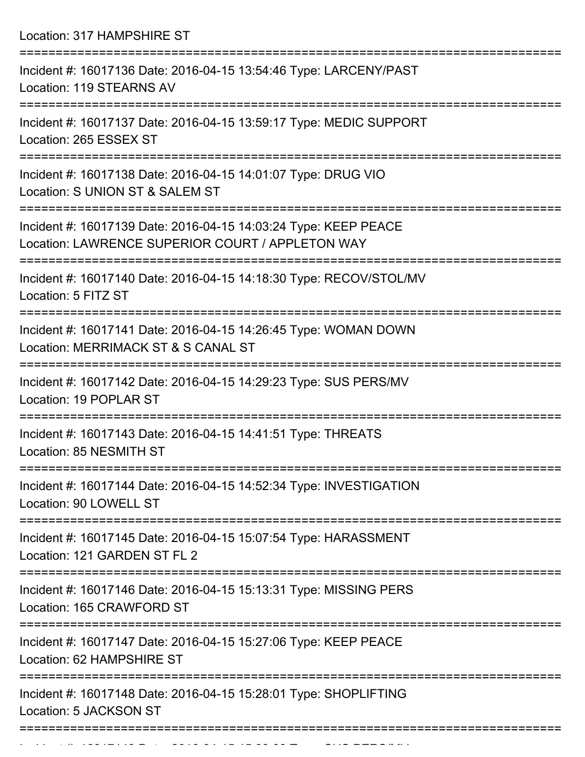Location: 317 HAMPSHIRE ST

===========================================================================

Incident #: 16017136 Date: 2016-04-15 13:54:46 Type: LARCENY/PAST
Location: 119 STEARNS AV

===========================================================================

Incident #: 16017137 Date: 2016-04-15 13:59:17 Type: MEDIC SUPPORT
Location: 265 ESSEX ST

===========================================================================

Incident #: 16017138 Date: 2016-04-15 14:01:07 Type: DRUG VIO
Location: S UNION ST & SALEM ST

===========================================================================

Incident #: 16017139 Date: 2016-04-15 14:03:24 Type: KEEP PEACE
Location: LAWRENCE SUPERIOR COURT / APPLETON WAY

===========================================================================

Incident #: 16017140 Date: 2016-04-15 14:18:30 Type: RECOV/STOL/MV
Location: 5 FITZ ST

===========================================================================

Incident #: 16017141 Date: 2016-04-15 14:26:45 Type: WOMAN DOWN
Location: MERRIMACK ST & S CANAL ST

===========================================================================

Incident #: 16017142 Date: 2016-04-15 14:29:23 Type: SUS PERS/MV
Location: 19 POPLAR ST

===========================================================================

Incident #: 16017143 Date: 2016-04-15 14:41:51 Type: THREATS
Location: 85 NESMITH ST

===========================================================================

Incident #: 16017144 Date: 2016-04-15 14:52:34 Type: INVESTIGATION
Location: 90 LOWELL ST

===========================================================================

Incident #: 16017145 Date: 2016-04-15 15:07:54 Type: HARASSMENT
Location: 121 GARDEN ST FL 2

===========================================================================

Incident #: 16017146 Date: 2016-04-15 15:13:31 Type: MISSING PERS
Location: 165 CRAWFORD ST

===========================================================================

Incident #: 16017147 Date: 2016-04-15 15:27:06 Type: KEEP PEACE
Location: 62 HAMPSHIRE ST

===========================================================================

Incident #: 16017148 Date: 2016-04-15 15:28:01 Type: SHOPLIFTING
Location: 5 JACKSON ST

===========================================================================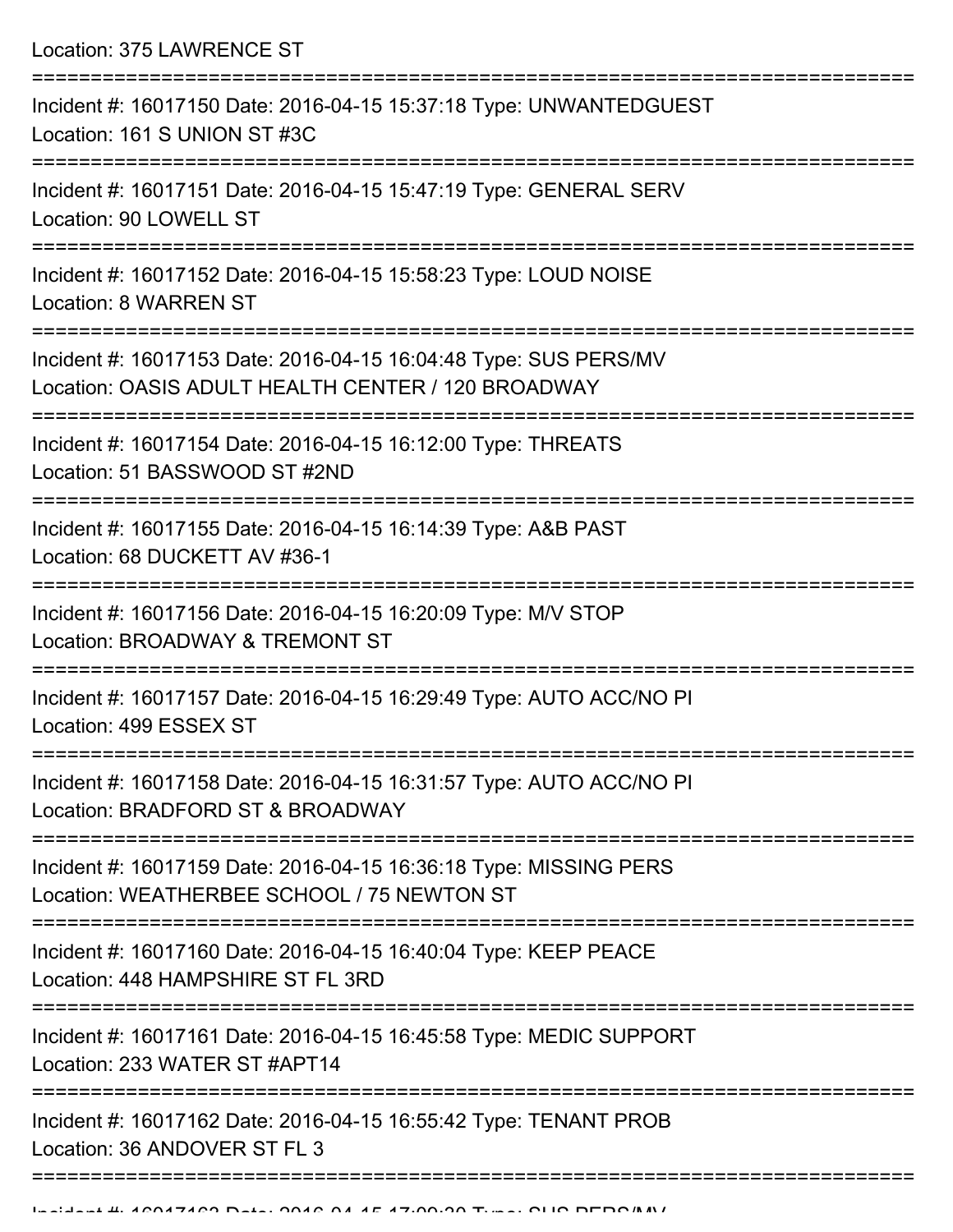Location: 375 LAWRENCE ST

===========================================================================

Incident #: 16017150 Date: 2016-04-15 15:37:18 Type: UNWANTEDGUEST
Location: 161 S UNION ST #3C

===========================================================================

Incident #: 16017151 Date: 2016-04-15 15:47:19 Type: GENERAL SERV
Location: 90 LOWELL ST

===========================================================================

Incident #: 16017152 Date: 2016-04-15 15:58:23 Type: LOUD NOISE
Location: 8 WARREN ST

===========================================================================

Incident #: 16017153 Date: 2016-04-15 16:04:48 Type: SUS PERS/MV
Location: OASIS ADULT HEALTH CENTER / 120 BROADWAY

===========================================================================

Incident #: 16017154 Date: 2016-04-15 16:12:00 Type: THREATS
Location: 51 BASSWOOD ST #2ND

===========================================================================

Incident #: 16017155 Date: 2016-04-15 16:14:39 Type: A&B PAST
Location: 68 DUCKETT AV #36-1

===========================================================================

Incident #: 16017156 Date: 2016-04-15 16:20:09 Type: M/V STOP
Location: BROADWAY & TREMONT ST

===========================================================================

Incident #: 16017157 Date: 2016-04-15 16:29:49 Type: AUTO ACC/NO PI
Location: 499 ESSEX ST

===========================================================================

Incident #: 16017158 Date: 2016-04-15 16:31:57 Type: AUTO ACC/NO PI
Location: BRADFORD ST & BROADWAY

===========================================================================

Incident #: 16017159 Date: 2016-04-15 16:36:18 Type: MISSING PERS
Location: WEATHERBEE SCHOOL / 75 NEWTON ST

===========================================================================

Incident #: 16017160 Date: 2016-04-15 16:40:04 Type: KEEP PEACE
Location: 448 HAMPSHIRE ST FL 3RD

===========================================================================

Incident #: 16017161 Date: 2016-04-15 16:45:58 Type: MEDIC SUPPORT
Location: 233 WATER ST #APT14

===========================================================================

Incident #: 16017162 Date: 2016-04-15 16:55:42 Type: TENANT PROB
Location: 36 ANDOVER ST FL 3

===========================================================================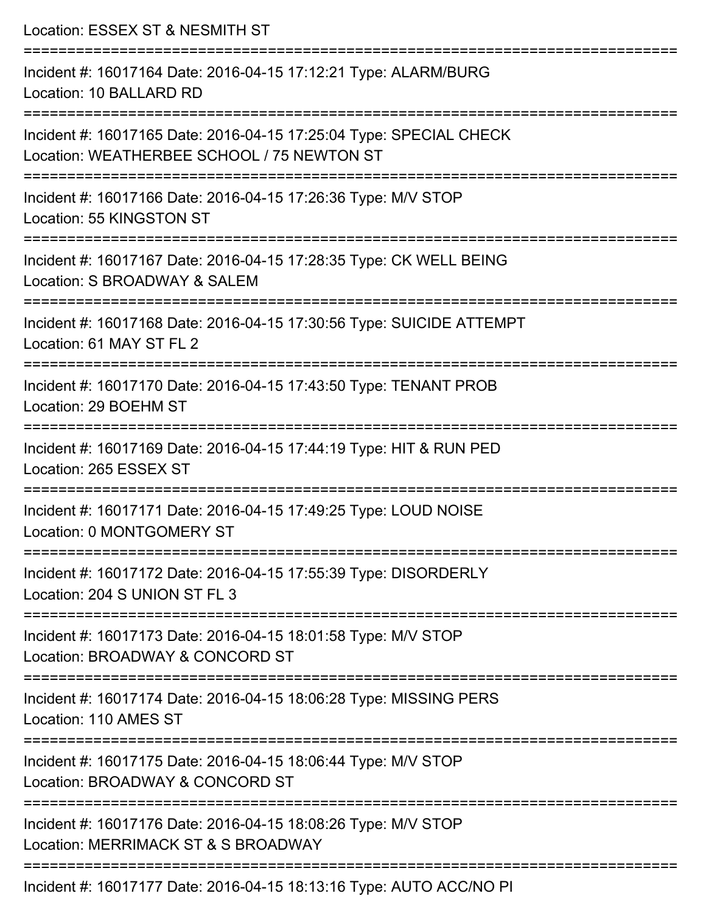Location: ESSEX ST & NESMITH ST

===========================================================================

Incident #: 16017164 Date: 2016-04-15 17:12:21 Type: ALARM/BURG
Location: 10 BALLARD RD

===========================================================================

Incident #: 16017165 Date: 2016-04-15 17:25:04 Type: SPECIAL CHECK
Location: WEATHERBEE SCHOOL / 75 NEWTON ST

===========================================================================

Incident #: 16017166 Date: 2016-04-15 17:26:36 Type: M/V STOP
Location: 55 KINGSTON ST

===========================================================================

Incident #: 16017167 Date: 2016-04-15 17:28:35 Type: CK WELL BEING
Location: S BROADWAY & SALEM

===========================================================================

Incident #: 16017168 Date: 2016-04-15 17:30:56 Type: SUICIDE ATTEMPT
Location: 61 MAY ST FL 2

===========================================================================

Incident #: 16017170 Date: 2016-04-15 17:43:50 Type: TENANT PROB
Location: 29 BOEHM ST

===========================================================================

Incident #: 16017169 Date: 2016-04-15 17:44:19 Type: HIT & RUN PED
Location: 265 ESSEX ST

===========================================================================

Incident #: 16017171 Date: 2016-04-15 17:49:25 Type: LOUD NOISE
Location: 0 MONTGOMERY ST

===========================================================================

Incident #: 16017172 Date: 2016-04-15 17:55:39 Type: DISORDERLY
Location: 204 S UNION ST FL 3

===========================================================================

Incident #: 16017173 Date: 2016-04-15 18:01:58 Type: M/V STOP
Location: BROADWAY & CONCORD ST

===========================================================================

Incident #: 16017174 Date: 2016-04-15 18:06:28 Type: MISSING PERS
Location: 110 AMES ST

===========================================================================

Incident #: 16017175 Date: 2016-04-15 18:06:44 Type: M/V STOP
Location: BROADWAY & CONCORD ST

===========================================================================

Incident #: 16017176 Date: 2016-04-15 18:08:26 Type: M/V STOP
Location: MERRIMACK ST & S BROADWAY

===========================================================================

Incident #: 16017177 Date: 2016-04-15 18:13:16 Type: AUTO ACC/NO PI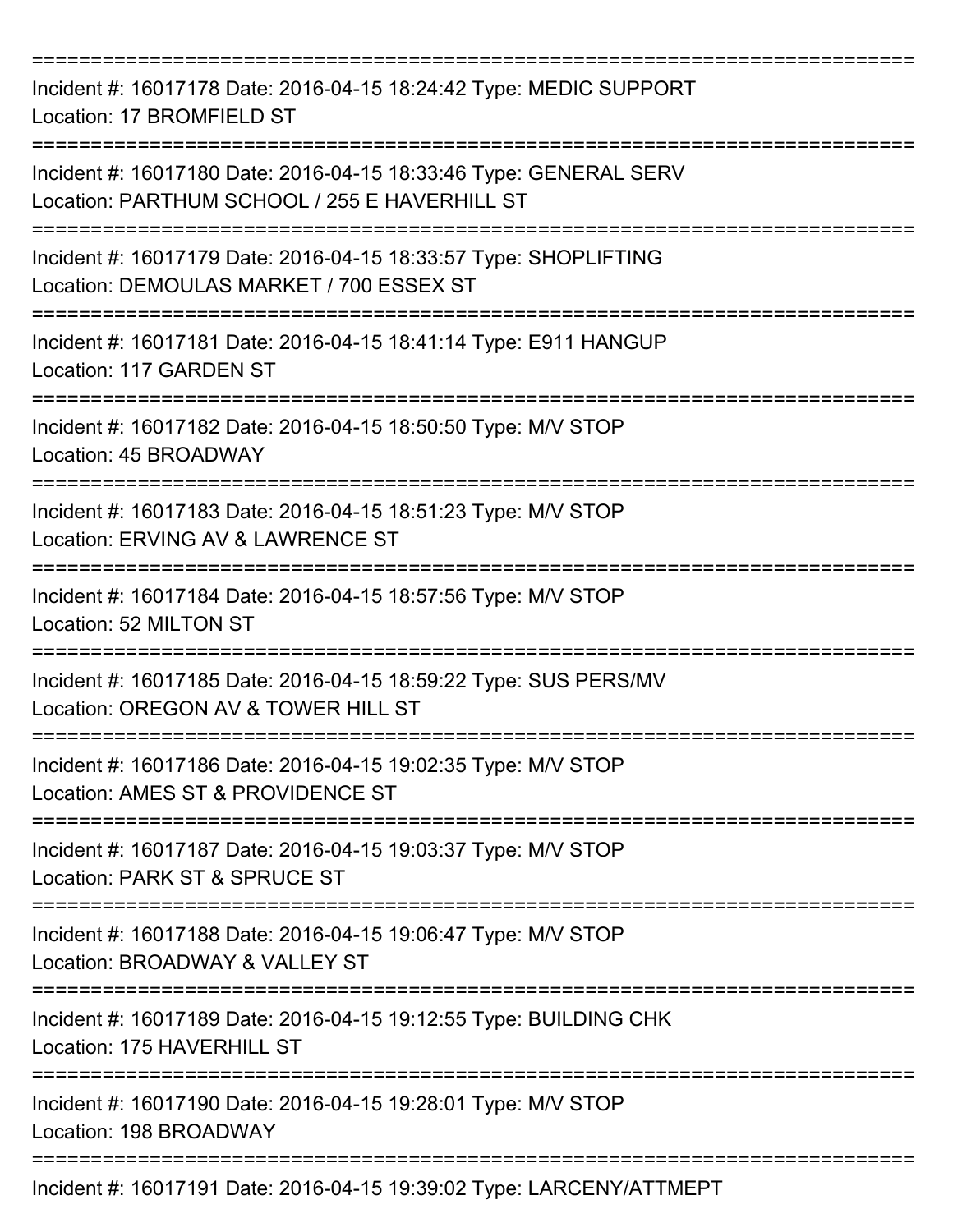===========================================================================

Incident #: 16017178 Date: 2016-04-15 18:24:42 Type: MEDIC SUPPORT
Location: 17 BROMFIELD ST

===========================================================================

Incident #: 16017180 Date: 2016-04-15 18:33:46 Type: GENERAL SERV
Location: PARTHUM SCHOOL / 255 E HAVERHILL ST

===========================================================================

Incident #: 16017179 Date: 2016-04-15 18:33:57 Type: SHOPLIFTING
Location: DEMOULAS MARKET / 700 ESSEX ST

===========================================================================

Incident #: 16017181 Date: 2016-04-15 18:41:14 Type: E911 HANGUP
Location: 117 GARDEN ST

===========================================================================

Incident #: 16017182 Date: 2016-04-15 18:50:50 Type: M/V STOP
Location: 45 BROADWAY

===========================================================================

Incident #: 16017183 Date: 2016-04-15 18:51:23 Type: M/V STOP
Location: ERVING AV & LAWRENCE ST

===========================================================================

Incident #: 16017184 Date: 2016-04-15 18:57:56 Type: M/V STOP
Location: 52 MILTON ST

===========================================================================

Incident #: 16017185 Date: 2016-04-15 18:59:22 Type: SUS PERS/MV
Location: OREGON AV & TOWER HILL ST

===========================================================================

Incident #: 16017186 Date: 2016-04-15 19:02:35 Type: M/V STOP
Location: AMES ST & PROVIDENCE ST

===========================================================================

Incident #: 16017187 Date: 2016-04-15 19:03:37 Type: M/V STOP
Location: PARK ST & SPRUCE ST

===========================================================================

Incident #: 16017188 Date: 2016-04-15 19:06:47 Type: M/V STOP
Location: BROADWAY & VALLEY ST

===========================================================================

Incident #: 16017189 Date: 2016-04-15 19:12:55 Type: BUILDING CHK
Location: 175 HAVERHILL ST

===========================================================================

Incident #: 16017190 Date: 2016-04-15 19:28:01 Type: M/V STOP
Location: 198 BROADWAY

===========================================================================

Incident #: 16017191 Date: 2016-04-15 19:39:02 Type: LARCENY/ATTMEPT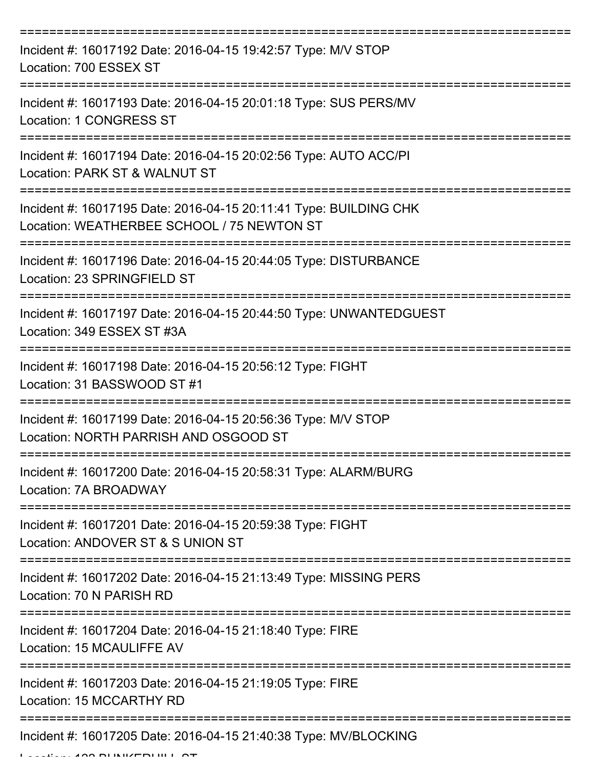===========================================================================

Incident #: 16017192 Date: 2016-04-15 19:42:57 Type: M/V STOP
Location: 700 ESSEX ST

===========================================================================

Incident #: 16017193 Date: 2016-04-15 20:01:18 Type: SUS PERS/MV
Location: 1 CONGRESS ST

===========================================================================

Incident #: 16017194 Date: 2016-04-15 20:02:56 Type: AUTO ACC/PI
Location: PARK ST & WALNUT ST

===========================================================================

Incident #: 16017195 Date: 2016-04-15 20:11:41 Type: BUILDING CHK
Location: WEATHERBEE SCHOOL / 75 NEWTON ST

===========================================================================

Incident #: 16017196 Date: 2016-04-15 20:44:05 Type: DISTURBANCE
Location: 23 SPRINGFIELD ST

===========================================================================

Incident #: 16017197 Date: 2016-04-15 20:44:50 Type: UNWANTEDGUEST
Location: 349 ESSEX ST #3A

===========================================================================

Incident #: 16017198 Date: 2016-04-15 20:56:12 Type: FIGHT
Location: 31 BASSWOOD ST #1

===========================================================================

Incident #: 16017199 Date: 2016-04-15 20:56:36 Type: M/V STOP
Location: NORTH PARRISH AND OSGOOD ST

===========================================================================

Incident #: 16017200 Date: 2016-04-15 20:58:31 Type: ALARM/BURG
Location: 7A BROADWAY

===========================================================================

Incident #: 16017201 Date: 2016-04-15 20:59:38 Type: FIGHT
Location: ANDOVER ST & S UNION ST

===========================================================================

Incident #: 16017202 Date: 2016-04-15 21:13:49 Type: MISSING PERS
Location: 70 N PARISH RD

===========================================================================

Incident #: 16017204 Date: 2016-04-15 21:18:40 Type: FIRE
Location: 15 MCAULIFFE AV

===========================================================================

Incident #: 16017203 Date: 2016-04-15 21:19:05 Type: FIRE
Location: 15 MCCARTHY RD

===========================================================================

Incident #: 16017205 Date: 2016-04-15 21:40:38 Type: MV/BLOCKING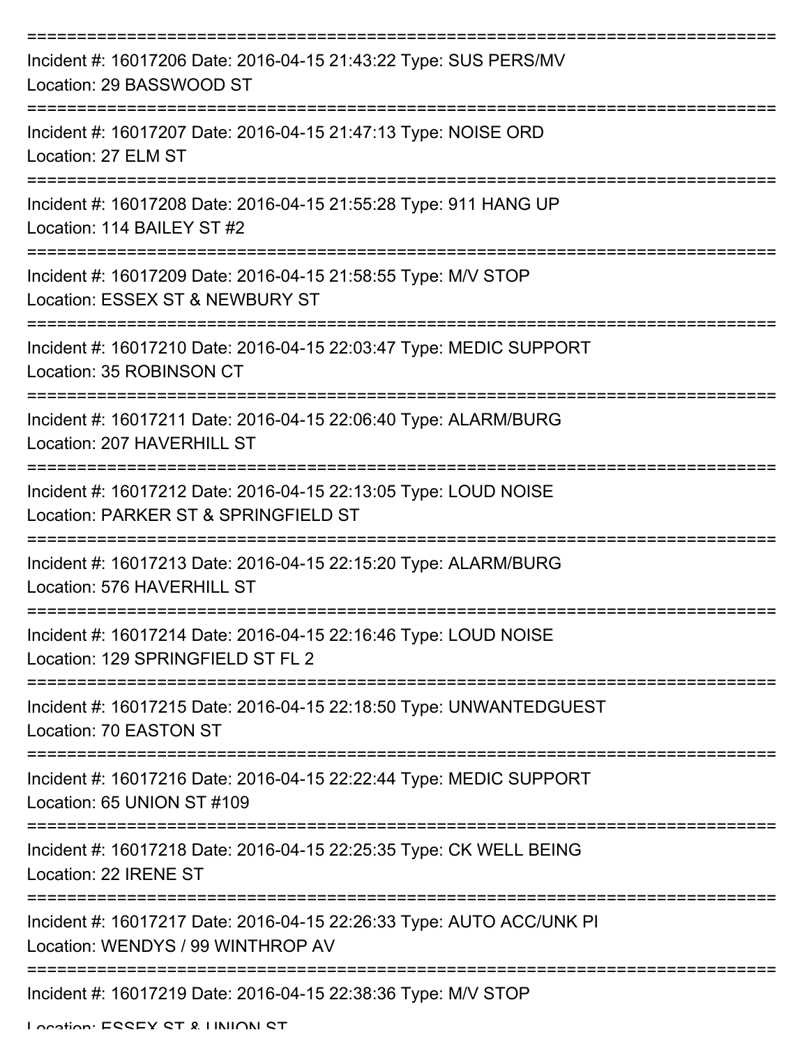===========================================================================

Incident #: 16017206 Date: 2016-04-15 21:43:22 Type: SUS PERS/MV
Location: 29 BASSWOOD ST

===========================================================================

Incident #: 16017207 Date: 2016-04-15 21:47:13 Type: NOISE ORD
Location: 27 ELM ST

===========================================================================

Incident #: 16017208 Date: 2016-04-15 21:55:28 Type: 911 HANG UP
Location: 114 BAILEY ST #2

===========================================================================

Incident #: 16017209 Date: 2016-04-15 21:58:55 Type: M/V STOP
Location: ESSEX ST & NEWBURY ST

===========================================================================

Incident #: 16017210 Date: 2016-04-15 22:03:47 Type: MEDIC SUPPORT
Location: 35 ROBINSON CT

===========================================================================

Incident #: 16017211 Date: 2016-04-15 22:06:40 Type: ALARM/BURG
Location: 207 HAVERHILL ST

===========================================================================

Incident #: 16017212 Date: 2016-04-15 22:13:05 Type: LOUD NOISE
Location: PARKER ST & SPRINGFIELD ST

===========================================================================

Incident #: 16017213 Date: 2016-04-15 22:15:20 Type: ALARM/BURG
Location: 576 HAVERHILL ST

===========================================================================

Incident #: 16017214 Date: 2016-04-15 22:16:46 Type: LOUD NOISE
Location: 129 SPRINGFIELD ST FL 2

===========================================================================

Incident #: 16017215 Date: 2016-04-15 22:18:50 Type: UNWANTEDGUEST
Location: 70 EASTON ST

===========================================================================

Incident #: 16017216 Date: 2016-04-15 22:22:44 Type: MEDIC SUPPORT
Location: 65 UNION ST #109

===========================================================================

Incident #: 16017218 Date: 2016-04-15 22:25:35 Type: CK WELL BEING
Location: 22 IRENE ST

===========================================================================

Incident #: 16017217 Date: 2016-04-15 22:26:33 Type: AUTO ACC/UNK PI
Location: WENDYS / 99 WINTHROP AV

===========================================================================

Incident #: 16017219 Date: 2016-04-15 22:38:36 Type: M/V STOP
Location: ESSEX ST & UNION ST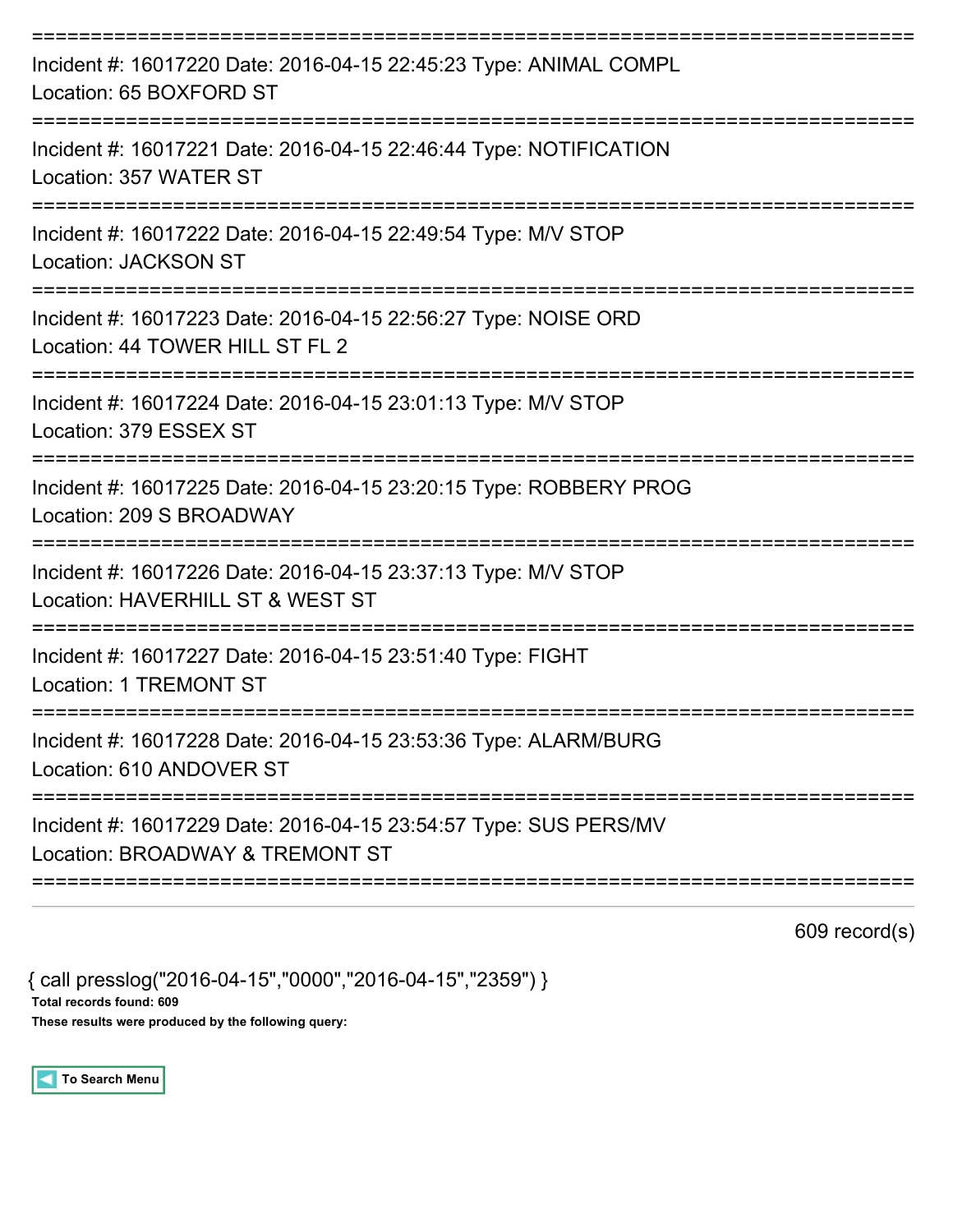===========================================================================

Incident #: 16017220 Date: 2016-04-15 22:45:23 Type: ANIMAL COMPL

Location: 65 BOXFORD ST

===========================================================================

Incident #: 16017221 Date: 2016-04-15 22:46:44 Type: NOTIFICATION

Location: 357 WATER ST

===========================================================================

Incident #: 16017222 Date: 2016-04-15 22:49:54 Type: M/V STOP

Location: JACKSON ST

===========================================================================

Incident #: 16017223 Date: 2016-04-15 22:56:27 Type: NOISE ORD

Location: 44 TOWER HILL ST FL 2

===========================================================================

Incident #: 16017224 Date: 2016-04-15 23:01:13 Type: M/V STOP

Location: 379 ESSEX ST

===========================================================================

Incident #: 16017225 Date: 2016-04-15 23:20:15 Type: ROBBERY PROG

Location: 209 S BROADWAY

===========================================================================

Incident #: 16017226 Date: 2016-04-15 23:37:13 Type: M/V STOP

Location: HAVERHILL ST & WEST ST

===========================================================================

Incident #: 16017227 Date: 2016-04-15 23:51:40 Type: FIGHT

Location: 1 TREMONT ST

===========================================================================

Incident #: 16017228 Date: 2016-04-15 23:53:36 Type: ALARM/BURG

Location: 610 ANDOVER ST

===========================================================================

Incident #: 16017229 Date: 2016-04-15 23:54:57 Type: SUS PERS/MV

Location: BROADWAY & TREMONT ST

===========================================================================

609 record(s)

{ call presslog("2016-04-15","0000","2016-04-15","2359") }

**Total records found: 609**

**These results were produced by the following query:**

To Search Menu